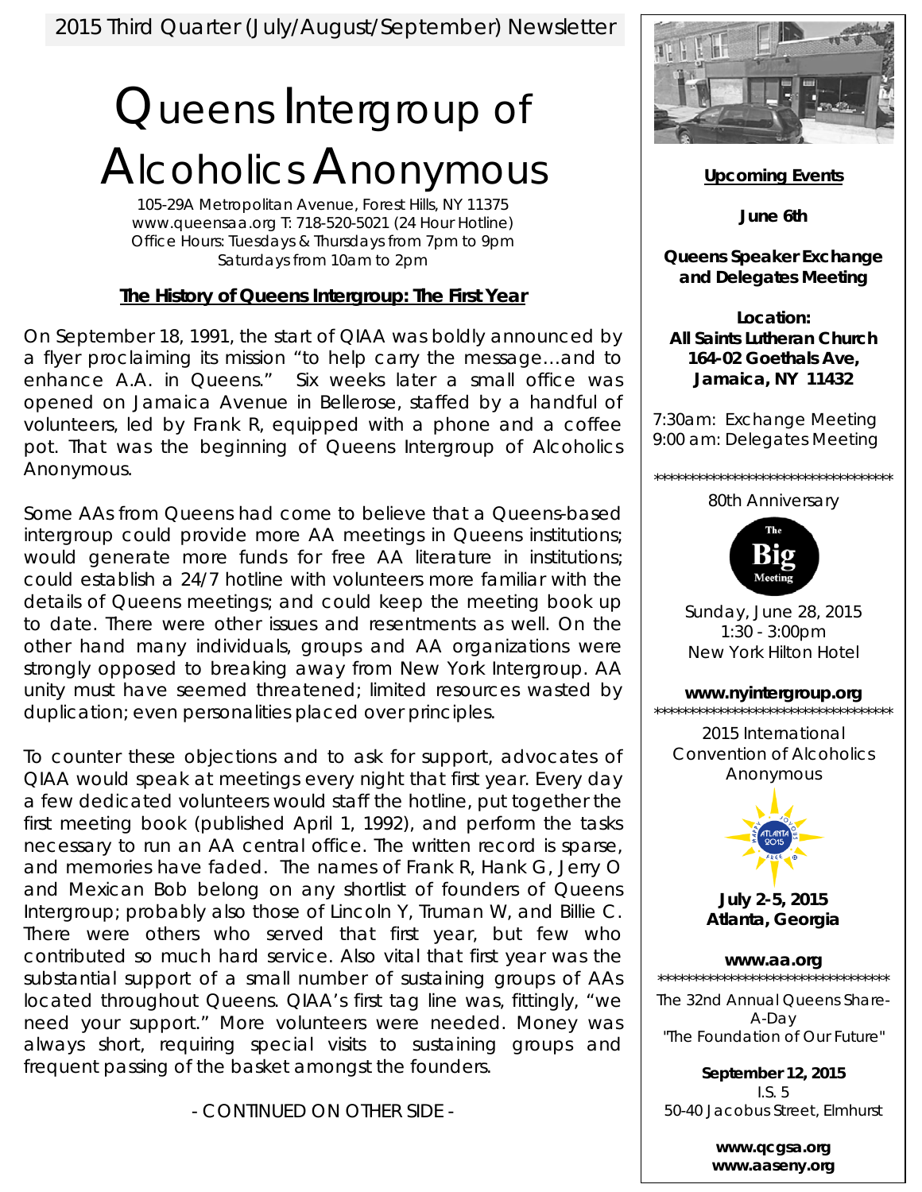2015 Third Quarter (July/August/September) Newsletter

# Queens Intergroup of Alcoholics Anonymous

105-29A Metropolitan Avenue, Forest Hills, NY 11375
www.queensaa.org T: 718-520-5021 (24 Hour Hotline)
Office Hours: Tuesdays & Thursdays from 7pm to 9pm
Saturdays from 10am to 2pm

## The History of Queens Intergroup: The First Year

On September 18, 1991, the start of QIAA was boldly announced by a flyer proclaiming its mission "to help carry the message…and to enhance A.A. in Queens." Six weeks later a small office was opened on Jamaica Avenue in Bellerose, staffed by a handful of volunteers, led by Frank R, equipped with a phone and a coffee pot. That was the beginning of Queens Intergroup of Alcoholics Anonymous.

Some AAs from Queens had come to believe that a Queens-based intergroup could provide more AA meetings in Queens institutions; would generate more funds for free AA literature in institutions; could establish a 24/7 hotline with volunteers more familiar with the details of Queens meetings; and could keep the meeting book up to date. There were other issues and resentments as well. On the other hand many individuals, groups and AA organizations were strongly opposed to breaking away from New York Intergroup. AA unity must have seemed threatened; limited resources wasted by duplication; even personalities placed over principles.

To counter these objections and to ask for support, advocates of QIAA would speak at meetings every night that first year. Every day a few dedicated volunteers would staff the hotline, put together the first meeting book (published April 1, 1992), and perform the tasks necessary to run an AA central office. The written record is sparse, and memories have faded. The names of Frank R, Hank G, Jerry O and Mexican Bob belong on any shortlist of founders of Queens Intergroup; probably also those of Lincoln Y, Truman W, and Billie C. There were others who served that first year, but few who contributed so much hard service. Also vital that first year was the substantial support of a small number of sustaining groups of AAs located throughout Queens. QIAA's first tag line was, fittingly, "we need your support." More volunteers were needed. Money was always short, requiring special visits to sustaining groups and frequent passing of the basket amongst the founders.

- CONTINUED ON OTHER SIDE -

**Upcoming Events**

**June 6th**

**Queens Speaker Exchange and Delegates Meeting**

**Location:**
**All Saints Lutheran Church**
**164-02 Goethals Ave,**
**Jamaica, NY 11432**

7:30am: Exchange Meeting
9:00 am: Delegates Meeting

*********************************

80th Anniversary

The Big Meeting

Sunday, June 28, 2015
1:30 - 3:00pm
New York Hilton Hotel

**www.nyintergroup.org**

*********************************

2015 International Convention of Alcoholics Anonymous

**July 2-5, 2015**
**Atlanta, Georgia**

**www.aa.org**

*********************************

The 32nd Annual Queens Share-A-Day
"The Foundation of Our Future"

**September 12, 2015**
I.S. 5
50-40 Jacobus Street, Elmhurst

**www.qcgsa.org**
**www.aaseny.org**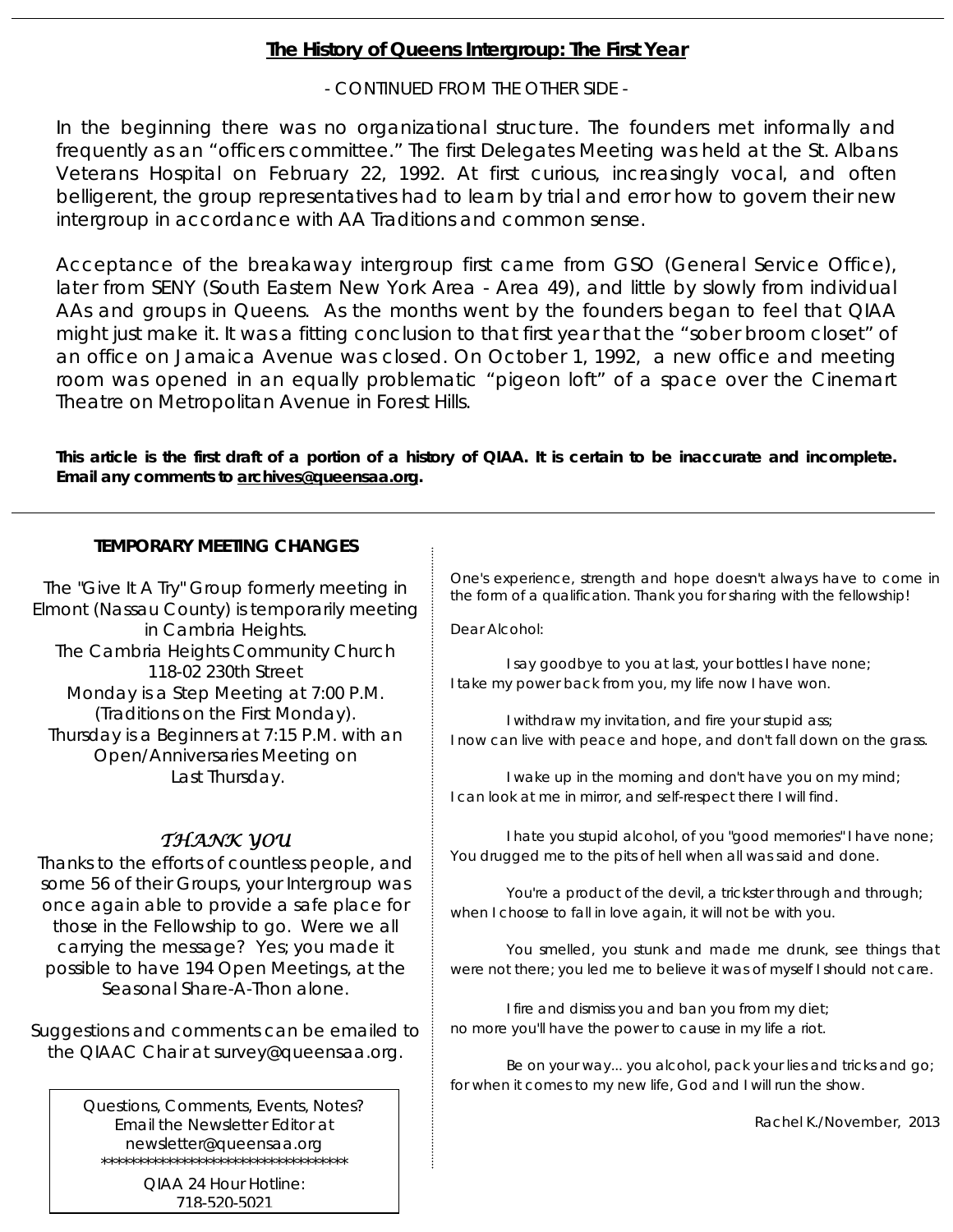## The History of Queens Intergroup: The First Year

- CONTINUED FROM THE OTHER SIDE -

In the beginning there was no organizational structure. The founders met informally and frequently as an "officers committee." The first Delegates Meeting was held at the St. Albans Veterans Hospital on February 22, 1992. At first curious, increasingly vocal, and often belligerent, the group representatives had to learn by trial and error how to govern their new intergroup in accordance with AA Traditions and common sense.

Acceptance of the breakaway intergroup first came from GSO (General Service Office), later from SENY (South Eastern New York Area - Area 49), and little by slowly from individual AAs and groups in Queens. As the months went by the founders began to feel that QIAA might just make it. It was a fitting conclusion to that first year that the "sober broom closet" of an office on Jamaica Avenue was closed. On October 1, 1992, a new office and meeting room was opened in an equally problematic "pigeon loft" of a space over the Cinemart Theatre on Metropolitan Avenue in Forest Hills.

**This article is the first draft of a portion of a history of QIAA. It is certain to be inaccurate and incomplete. Email any comments to archives@queensaa.org.**

---

### TEMPORARY MEETING CHANGES

The "Give It A Try" Group formerly meeting in Elmont (Nassau County) is temporarily meeting in Cambria Heights.
The Cambria Heights Community Church
118-02 230th Street
Monday is a Step Meeting at 7:00 P.M. (Traditions on the First Monday).
Thursday is a Beginners at 7:15 P.M. with an Open/Anniversaries Meeting on Last Thursday.

### *THANK YOU*

Thanks to the efforts of countless people, and some 56 of their Groups, your Intergroup was once again able to provide a safe place for those in the Fellowship to go. Were we all carrying the message? Yes; you made it possible to have 194 Open Meetings, at the Seasonal Share-A-Thon alone.

Suggestions and comments can be emailed to the QIAAC Chair at survey@queensaa.org.

Questions, Comments, Events, Notes?
Email the Newsletter Editor at
newsletter@queensaa.org
**********************************
QIAA 24 Hour Hotline:
718-520-5021

---

One's experience, strength and hope doesn't always have to come in the form of a qualification. Thank you for sharing with the fellowship!

Dear Alcohol:

I say goodbye to you at last, your bottles I have none;
I take my power back from you, my life now I have won.

I withdraw my invitation, and fire your stupid ass;
I now can live with peace and hope, and don't fall down on the grass.

I wake up in the morning and don't have you on my mind;
I can look at me in mirror, and self-respect there I will find.

I hate you stupid alcohol, of you "good memories" I have none;
You drugged me to the pits of hell when all was said and done.

You're a product of the devil, a trickster through and through;
when I choose to fall in love again, it will not be with you.

You smelled, you stunk and made me drunk, see things that were not there; you led me to believe it was of myself I should not care.

I fire and dismiss you and ban you from my diet;
no more you'll have the power to cause in my life a riot.

Be on your way... you alcohol, pack your lies and tricks and go;
for when it comes to my new life, God and I will run the show.

Rachel K./November, 2013